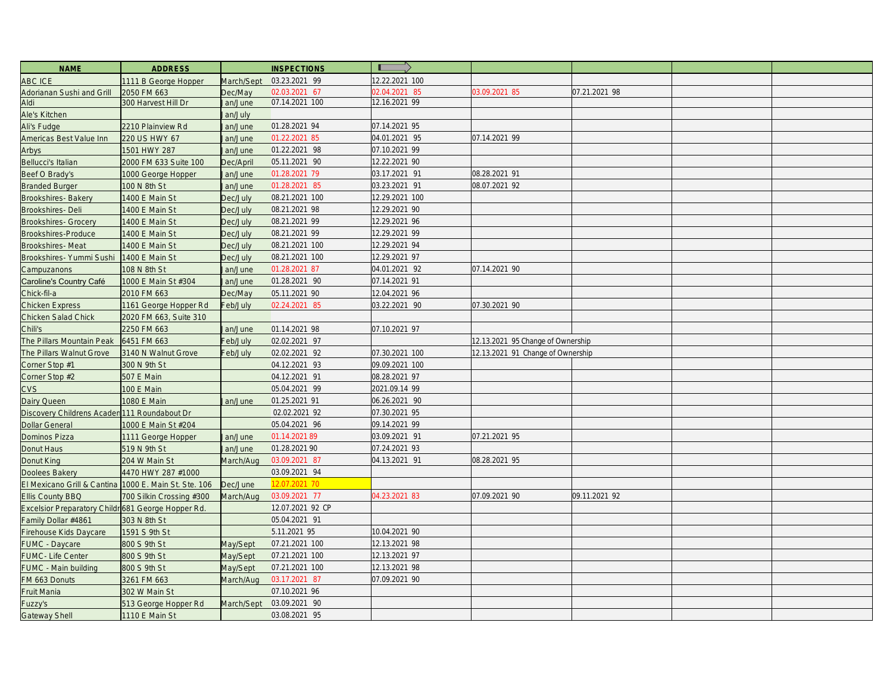| NAME | ADDRESS | | INSPECTIONS | | | | | |
|---|---|---|---|---|---|---|---|---|
| ABC ICE | 1111 B George Hopper | March/Sept | 03.23.2021 99 | 12.22.2021 100 | | | | |
| Adorianan Sushi and Grill | 2050 FM 663 | Dec/May | 02.03.2021 67 | 02.04.2021 85 | 03.09.2021 85 | 07.21.2021 98 | | |
| Aldi | 300 Harvest Hill Dr | Jan/June | 07.14.2021 100 | 12.16.2021 99 | | | | |
| Ale's Kitchen | | Jan/July | | | | | | |
| Ali's Fudge | 2210 Plainview Rd | Jan/June | 01.28.2021 94 | 07.14.2021 95 | | | | |
| Americas Best Value Inn | 220 US HWY 67 | Jan/June | 01.22.2021 85 | 04.01.2021 95 | 07.14.2021 99 | | | |
| Arbys | 1501 HWY 287 | Jan/June | 01.22.2021 98 | 07.10.2021 99 | | | | |
| Bellucci's Italian | 2000 FM 633 Suite 100 | Dec/April | 05.11.2021 90 | 12.22.2021 90 | | | | |
| Beef O Brady's | 1000 George Hopper | Jan/June | 01.28.2021 79 | 03.17.2021 91 | 08.28.2021 91 | | | |
| Branded Burger | 100 N 8th St | Jan/June | 01.28.2021 85 | 03.23.2021 91 | 08.07.2021 92 | | | |
| Brookshires- Bakery | 1400 E Main St | Dec/July | 08.21.2021 100 | 12.29.2021 100 | | | | |
| Brookshires- Deli | 1400 E Main St | Dec/July | 08.21.2021 98 | 12.29.2021 90 | | | | |
| Brookshires- Grocery | 1400 E Main St | Dec/July | 08.21.2021 99 | 12.29.2021 96 | | | | |
| Brookshires-Produce | 1400 E Main St | Dec/July | 08.21.2021 99 | 12.29.2021 99 | | | | |
| Brookshires- Meat | 1400 E Main St | Dec/July | 08.21.2021 100 | 12.29.2021 94 | | | | |
| Brookshires- Yummi Sushi | 1400 E Main St | Dec/July | 08.21.2021 100 | 12.29.2021 97 | | | | |
| Campuzanons | 108 N 8th St | Jan/June | 01.28.2021 87 | 04.01.2021 92 | 07.14.2021 90 | | | |
| Caroline's Country Café | 1000 E Main St #304 | Jan/June | 01.28.2021 90 | 07.14.2021 91 | | | | |
| Chick-fil-a | 2010 FM 663 | Dec/May | 05.11.2021 90 | 12.04.2021 96 | | | | |
| Chicken Express | 1161 George Hopper Rd | Feb/July | 02.24.2021 85 | 03.22.2021 90 | 07.30.2021 90 | | | |
| Chicken Salad Chick | 2020 FM 663, Suite 310 | | | | | | | |
| Chili's | 2250 FM 663 | Jan/June | 01.14.2021 98 | 07.10.2021 97 | | | | |
| The Pillars Mountain Peak | 6451 FM 663 | Feb/July | 02.02.2021 97 | | 12.13.2021 95 Change of Ownership | | | |
| The Pillars Walnut Grove | 3140 N Walnut Grove | Feb/July | 02.02.2021 92 | 07.30.2021 100 | 12.13.2021 91 Change of Ownership | | | |
| Corner Stop #1 | 300 N 9th St | | 04.12.2021 93 | 09.09.2021 100 | | | | |
| Corner Stop #2 | 507 E Main | | 04.12.2021 91 | 08.28.2021 97 | | | | |
| CVS | 100 E Main | | 05.04.2021 99 | 2021.09.14 99 | | | | |
| Dairy Queen | 1080 E Main | Jan/June | 01.25.2021 91 | 06.26.2021 90 | | | | |
| Discovery Childrens Academ | 111 Roundabout Dr | | 02.02.2021 92 | 07.30.2021 95 | | | | |
| Dollar General | 1000 E Main St #204 | | 05.04.2021 96 | 09.14.2021 99 | | | | |
| Dominos Pizza | 1111 George Hopper | Jan/June | 01.14.2021 89 | 03.09.2021 91 | 07.21.2021 95 | | | |
| Donut Haus | 519 N 9th St | Jan/June | 01.28.2021 90 | 07.24.2021 93 | | | | |
| Donut King | 204 W Main St | March/Aug | 03.09.2021 87 | 04.13.2021 91 | 08.28.2021 95 | | | |
| Doolees Bakery | 4470 HWY 287 #1000 | | 03.09.2021 94 | | | | | |
| El Mexicano Grill & Cantina | 1000 E. Main St. Ste. 106 | Dec/June | 12.07.2021 70 | | | | | |
| Ellis County BBQ | 700 Silkin Crossing #300 | March/Aug | 03.09.2021 77 | 04.23.2021 83 | 07.09.2021 90 | 09.11.2021 92 | | |
| Excelsior Preparatory Childr | 681 George Hopper Rd. | | 12.07.2021 92 CP | | | | | |
| Family Dollar #4861 | 303 N 8th St | | 05.04.2021 91 | | | | | |
| Firehouse Kids Daycare | 1591 S 9th St | | 5.11.2021 95 | 10.04.2021 90 | | | | |
| FUMC - Daycare | 800 S 9th St | May/Sept | 07.21.2021 100 | 12.13.2021 98 | | | | |
| FUMC- Life Center | 800 S 9th St | May/Sept | 07.21.2021 100 | 12.13.2021 97 | | | | |
| FUMC - Main building | 800 S 9th St | May/Sept | 07.21.2021 100 | 12.13.2021 98 | | | | |
| FM 663 Donuts | 3261 FM 663 | March/Aug | 03.17.2021 87 | 07.09.2021 90 | | | | |
| Fruit Mania | 302 W Main St | | 07.10.2021 96 | | | | | |
| Fuzzy's | 513 George Hopper Rd | March/Sept | 03.09.2021 90 | | | | | |
| Gateway Shell | 1110 E Main St | | 03.08.2021 95 | | | | | |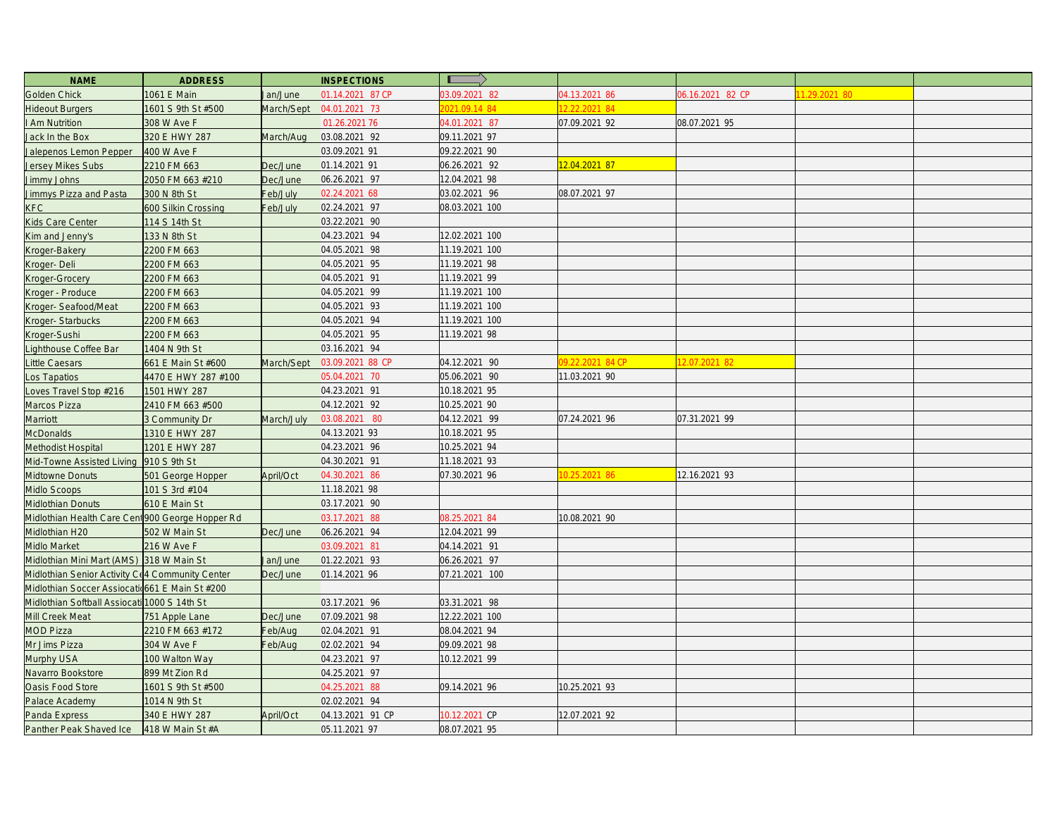| NAME | ADDRESS | | INSPECTIONS | | | | | |
|---|---|---|---|---|---|---|---|---|
| Golden Chick | 1061 E Main | Jan/June | 01.14.2021 87 CP | 03.09.2021 82 | 04.13.2021 86 | 06.16.2021 82 CP | 11.29.2021 80 | |
| Hideout Burgers | 1601 S 9th St #500 | March/Sept | 04.01.2021 73 | 2021.09.14 84 | 12.22.2021 84 | | | |
| I Am Nutrition | 308 W Ave F | | 01.26.2021 76 | 04.01.2021 87 | 07.09.2021 92 | 08.07.2021 95 | | |
| Jack In the Box | 320 E HWY 287 | March/Aug | 03.08.2021 92 | 09.11.2021 97 | | | | |
| Jalepenos Lemon Pepper | 400 W Ave F | | 03.09.2021 91 | 09.22.2021 90 | | | | |
| Jersey Mikes Subs | 2210 FM 663 | Dec/June | 01.14.2021 91 | 06.26.2021 92 | 12.04.2021 87 | | | |
| Jimmy Johns | 2050 FM 663 #210 | Dec/June | 06.26.2021 97 | 12.04.2021 98 | | | | |
| Jimmys Pizza and Pasta | 300 N 8th St | Feb/July | 02.24.2021 68 | 03.02.2021 96 | 08.07.2021 97 | | | |
| KFC | 600 Silkin Crossing | Feb/July | 02.24.2021 97 | 08.03.2021 100 | | | | |
| Kids Care Center | 114 S 14th St | | 03.22.2021 90 | | | | | |
| Kim and Jenny's | 133 N 8th St | | 04.23.2021 94 | 12.02.2021 100 | | | | |
| Kroger-Bakery | 2200 FM 663 | | 04.05.2021 98 | 11.19.2021 100 | | | | |
| Kroger- Deli | 2200 FM 663 | | 04.05.2021 95 | 11.19.2021 98 | | | | |
| Kroger-Grocery | 2200 FM 663 | | 04.05.2021 91 | 11.19.2021 99 | | | | |
| Kroger - Produce | 2200 FM 663 | | 04.05.2021 99 | 11.19.2021 100 | | | | |
| Kroger- Seafood/Meat | 2200 FM 663 | | 04.05.2021 93 | 11.19.2021 100 | | | | |
| Kroger- Starbucks | 2200 FM 663 | | 04.05.2021 94 | 11.19.2021 100 | | | | |
| Kroger-Sushi | 2200 FM 663 | | 04.05.2021 95 | 11.19.2021 98 | | | | |
| Lighthouse Coffee Bar | 1404 N 9th St | | 03.16.2021 94 | | | | | |
| Little Caesars | 661 E Main St #600 | March/Sept | 03.09.2021 88 CP | 04.12.2021 90 | 09.22.2021 84 CP | 12.07.2021 82 | | |
| Los Tapatios | 4470 E HWY 287 #100 | | 05.04.2021 70 | 05.06.2021 90 | 11.03.2021 90 | | | |
| Loves Travel Stop #216 | 1501 HWY 287 | | 04.23.2021 91 | 10.18.2021 95 | | | | |
| Marcos Pizza | 2410 FM 663 #500 | | 04.12.2021 92 | 10.25.2021 90 | | | | |
| Marriott | 3 Community Dr | March/July | 03.08.2021 80 | 04.12.2021 99 | 07.24.2021 96 | 07.31.2021 99 | | |
| McDonalds | 1310 E HWY 287 | | 04.13.2021 93 | 10.18.2021 95 | | | | |
| Methodist Hospital | 1201 E HWY 287 | | 04.23.2021 96 | 10.25.2021 94 | | | | |
| Mid-Towne Assisted Living | 910 S 9th St | | 04.30.2021 91 | 11.18.2021 93 | | | | |
| Midtowne Donuts | 501 George Hopper | April/Oct | 04.30.2021 86 | 07.30.2021 96 | 10.25.2021 86 | 12.16.2021 93 | | |
| Midlo Scoops | 101 S 3rd #104 | | 11.18.2021 98 | | | | | |
| Midlothian Donuts | 610 E Main St | | 03.17.2021 90 | | | | | |
| Midlothian Health Care Cent | 900 George Hopper Rd | | 03.17.2021 88 | 08.25.2021 84 | 10.08.2021 90 | | | |
| Midlothian H20 | 502 W Main St | Dec/June | 06.26.2021 94 | 12.04.2021 99 | | | | |
| Midlo Market | 216 W Ave F | | 03.09.2021 81 | 04.14.2021 91 | | | | |
| Midlothian Mini Mart (AMS) | 318 W Main St | Jan/June | 01.22.2021 93 | 06.26.2021 97 | | | | |
| Midlothian Senior Activity Ce | 4 Community Center | Dec/June | 01.14.2021 96 | 07.21.2021 100 | | | | |
| Midlothian Soccer Assiociati | 661 E Main St #200 | | | | | | | |
| Midlothian Softball Assiocati | 1000 S 14th St | | 03.17.2021 96 | 03.31.2021 98 | | | | |
| Mill Creek Meat | 751 Apple Lane | Dec/June | 07.09.2021 98 | 12.22.2021 100 | | | | |
| MOD Pizza | 2210 FM 663 #172 | Feb/Aug | 02.04.2021 91 | 08.04.2021 94 | | | | |
| Mr Jims Pizza | 304 W Ave F | Feb/Aug | 02.02.2021 94 | 09.09.2021 98 | | | | |
| Murphy USA | 100 Walton Way | | 04.23.2021 97 | 10.12.2021 99 | | | | |
| Navarro Bookstore | 899 Mt Zion Rd | | 04.25.2021 97 | | | | | |
| Oasis Food Store | 1601 S 9th St #500 | | 04.25.2021 88 | 09.14.2021 96 | 10.25.2021 93 | | | |
| Palace Academy | 1014 N 9th St | | 02.02.2021 94 | | | | | |
| Panda Express | 340 E HWY 287 | April/Oct | 04.13.2021 91 CP | 10.12.2021 CP | 12.07.2021 92 | | | |
| Panther Peak Shaved Ice | 418 W Main St #A | | 05.11.2021 97 | 08.07.2021 95 | | | | |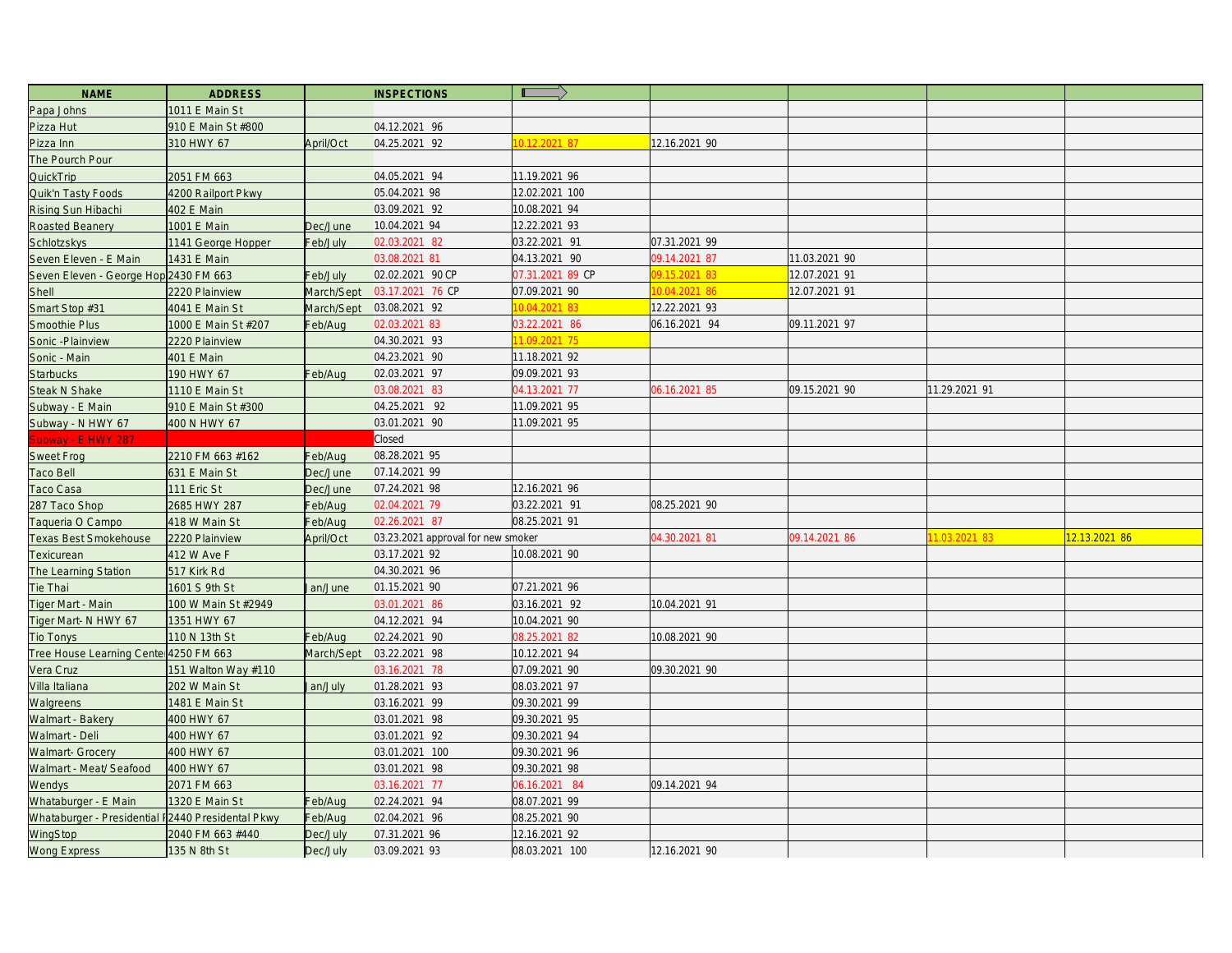| NAME | ADDRESS | | INSPECTIONS | | | | | |
|---|---|---|---|---|---|---|---|---|
| Papa Johns | 1011 E Main St | | | | | | | |
| Pizza Hut | 910 E Main St #800 | | 04.12.2021 96 | | | | | |
| Pizza Inn | 310 HWY 67 | April/Oct | 04.25.2021 92 | 10.12.2021 87 | 12.16.2021 90 | | | |
| The Pourch Pour | | | | | | | | |
| QuickTrip | 2051 FM 663 | | 04.05.2021 94 | 11.19.2021 96 | | | | |
| Quik'n Tasty Foods | 4200 Railport Pkwy | | 05.04.2021 98 | 12.02.2021 100 | | | | |
| Rising Sun Hibachi | 402 E Main | | 03.09.2021 92 | 10.08.2021 94 | | | | |
| Roasted Beanery | 1001 E Main | Dec/June | 10.04.2021 94 | 12.22.2021 93 | | | | |
| Schlotzskys | 1141 George Hopper | Feb/July | 02.03.2021 82 | 03.22.2021 91 | 07.31.2021 99 | | | |
| Seven Eleven - E Main | 1431 E Main | | 03.08.2021 81 | 04.13.2021 90 | 09.14.2021 87 | 11.03.2021 90 | | |
| Seven Eleven - George Hop | 2430 FM 663 | Feb/July | 02.02.2021 90 CP | 07.31.2021 89 CP | 09.15.2021 83 | 12.07.2021 91 | | |
| Shell | 2220 Plainview | March/Sept | 03.17.2021 76 CP | 07.09.2021 90 | 10.04.2021 86 | 12.07.2021 91 | | |
| Smart Stop #31 | 4041 E Main St | March/Sept | 03.08.2021 92 | 10.04.2021 83 | 12.22.2021 93 | | | |
| Smoothie Plus | 1000 E Main St #207 | Feb/Aug | 02.03.2021 83 | 03.22.2021 86 | 06.16.2021 94 | 09.11.2021 97 | | |
| Sonic -Plainview | 2220 Plainview | | 04.30.2021 93 | 11.09.2021 75 | | | | |
| Sonic - Main | 401 E Main | | 04.23.2021 90 | 11.18.2021 92 | | | | |
| Starbucks | 190 HWY 67 | Feb/Aug | 02.03.2021 97 | 09.09.2021 93 | | | | |
| Steak N Shake | 1110 E Main St | | 03.08.2021 83 | 04.13.2021 77 | 06.16.2021 85 | 09.15.2021 90 | 11.29.2021 91 | |
| Subway - E Main | 910 E Main St #300 | | 04.25.2021 92 | 11.09.2021 95 | | | | |
| Subway - N HWY 67 | 400 N HWY 67 | | 03.01.2021 90 | 11.09.2021 95 | | | | |
| Subway - E HWY 287 | | | Closed | | | | | |
| Sweet Frog | 2210 FM 663 #162 | Feb/Aug | 08.28.2021 95 | | | | | |
| Taco Bell | 631 E Main St | Dec/June | 07.14.2021 99 | | | | | |
| Taco Casa | 111 Eric St | Dec/June | 07.24.2021 98 | 12.16.2021 96 | | | | |
| 287 Taco Shop | 2685 HWY 287 | Feb/Aug | 02.04.2021 79 | 03.22.2021 91 | 08.25.2021 90 | | | |
| Taqueria O Campo | 418 W Main St | Feb/Aug | 02.26.2021 87 | 08.25.2021 91 | | | | |
| Texas Best Smokehouse | 2220 Plainview | April/Oct | 03.23.2021 approval for new smoker | | 04.30.2021 81 | 09.14.2021 86 | 11.03.2021 83 | 12.13.2021 86 |
| Texicurean | 412 W Ave F | | 03.17.2021 92 | 10.08.2021 90 | | | | |
| The Learning Station | 517 Kirk Rd | | 04.30.2021 96 | | | | | |
| Tie Thai | 1601 S 9th St | Jan/June | 01.15.2021 90 | 07.21.2021 96 | | | | |
| Tiger Mart - Main | 100 W Main St #2949 | | 03.01.2021 86 | 03.16.2021 92 | 10.04.2021 91 | | | |
| Tiger Mart- N HWY 67 | 1351 HWY 67 | | 04.12.2021 94 | 10.04.2021 90 | | | | |
| Tio Tonys | 110 N 13th St | Feb/Aug | 02.24.2021 90 | 08.25.2021 82 | 10.08.2021 90 | | | |
| Tree House Learning Cente | 4250 FM 663 | March/Sept | 03.22.2021 98 | 10.12.2021 94 | | | | |
| Vera Cruz | 151 Walton Way #110 | | 03.16.2021 78 | 07.09.2021 90 | 09.30.2021 90 | | | |
| Villa Italiana | 202 W Main St | Jan/July | 01.28.2021 93 | 08.03.2021 97 | | | | |
| Walgreens | 1481 E Main St | | 03.16.2021 99 | 09.30.2021 99 | | | | |
| Walmart - Bakery | 400 HWY 67 | | 03.01.2021 98 | 09.30.2021 95 | | | | |
| Walmart - Deli | 400 HWY 67 | | 03.01.2021 92 | 09.30.2021 94 | | | | |
| Walmart- Grocery | 400 HWY 67 | | 03.01.2021 100 | 09.30.2021 96 | | | | |
| Walmart - Meat/Seafood | 400 HWY 67 | | 03.01.2021 98 | 09.30.2021 98 | | | | |
| Wendys | 2071 FM 663 | | 03.16.2021 77 | 06.16.2021 84 | 09.14.2021 94 | | | |
| Whataburger - E Main | 1320 E Main St | Feb/Aug | 02.24.2021 94 | 08.07.2021 99 | | | | |
| Whataburger - Presidential P | 2440 Presidental Pkwy | Feb/Aug | 02.04.2021 96 | 08.25.2021 90 | | | | |
| WingStop | 2040 FM 663 #440 | Dec/July | 07.31.2021 96 | 12.16.2021 92 | | | | |
| Wong Express | 135 N 8th St | Dec/July | 03.09.2021 93 | 08.03.2021 100 | 12.16.2021 90 | | | |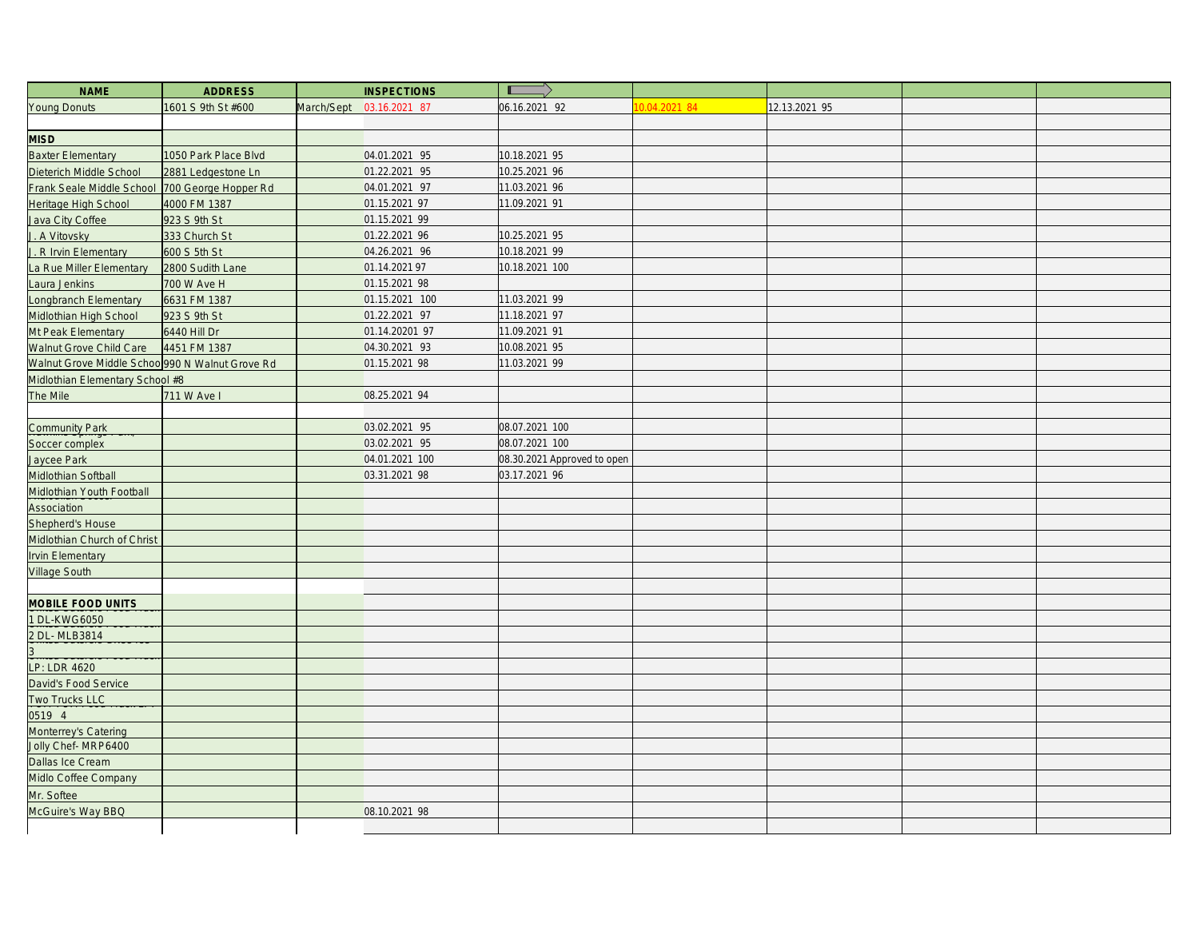| NAME | ADDRESS | | INSPECTIONS | | | | | |
|---|---|---|---|---|---|---|---|---|
| Young Donuts | 1601 S 9th St #600 | March/Sept | 03.16.2021 87 | 06.16.2021 92 | 10.04.2021 84 | 12.13.2021 95 | | |
| | | | | | | | | |
| **MISD** | | | | | | | | |
| Baxter Elementary | 1050 Park Place Blvd | | 04.01.2021 95 | 10.18.2021 95 | | | | |
| Dieterich Middle School | 2881 Ledgestone Ln | | 01.22.2021 95 | 10.25.2021 96 | | | | |
| Frank Seale Middle School | 700 George Hopper Rd | | 04.01.2021 97 | 11.03.2021 96 | | | | |
| Heritage High School | 4000 FM 1387 | | 01.15.2021 97 | 11.09.2021 91 | | | | |
| Java City Coffee | 923 S 9th St | | 01.15.2021 99 | | | | | |
| J. A Vitovsky | 333 Church St | | 01.22.2021 96 | 10.25.2021 95 | | | | |
| J. R Irvin Elementary | 600 S 5th St | | 04.26.2021 96 | 10.18.2021 99 | | | | |
| La Rue Miller Elementary | 2800 Sudith Lane | | 01.14.2021 97 | 10.18.2021 100 | | | | |
| Laura Jenkins | 700 W Ave H | | 01.15.2021 98 | | | | | |
| Longbranch Elementary | 6631 FM 1387 | | 01.15.2021 100 | 11.03.2021 99 | | | | |
| Midlothian High School | 923 S 9th St | | 01.22.2021 97 | 11.18.2021 97 | | | | |
| Mt Peak Elementary | 6440 Hill Dr | | 01.14.20201 97 | 11.09.2021 91 | | | | |
| Walnut Grove Child Care | 4451 FM 1387 | | 04.30.2021 93 | 10.08.2021 95 | | | | |
| Walnut Grove Middle School | 990 N Walnut Grove Rd | | 01.15.2021 98 | 11.03.2021 99 | | | | |
| Midlothian Elementary School #8 | | | | | | | | |
| The Mile | 711 W Ave I | | 08.25.2021 94 | | | | | |
| | | | | | | | | |
| Community Park | | | 03.02.2021 95 | 08.07.2021 100 | | | | |
| Soccer complex | | | 03.02.2021 95 | 08.07.2021 100 | | | | |
| Jaycee Park | | | 04.01.2021 100 | 08.30.2021 Approved to open | | | | |
| Midlothian Softball | | | 03.31.2021 98 | 03.17.2021 96 | | | | |
| Midlothian Youth Football Association | | | | | | | | |
| Shepherd's House | | | | | | | | |
| Midlothian Church of Christ | | | | | | | | |
| Irvin Elementary | | | | | | | | |
| Village South | | | | | | | | |
| | | | | | | | | |
| **MOBILE FOOD UNITS** | | | | | | | | |
| 1 DL-KWG6050 | | | | | | | | |
| 2 DL- MLB3814 | | | | | | | | |
| 3 | | | | | | | | |
| LP: LDR 4620 | | | | | | | | |
| David's Food Service | | | | | | | | |
| Two Trucks LLC | | | | | | | | |
| 0519 4 | | | | | | | | |
| Monterrey's Catering | | | | | | | | |
| Jolly Chef- MRP6400 | | | | | | | | |
| Dallas Ice Cream | | | | | | | | |
| Midlo Coffee Company | | | | | | | | |
| Mr. Softee | | | | | | | | |
| McGuire's Way BBQ | | | 08.10.2021 98 | | | | | |